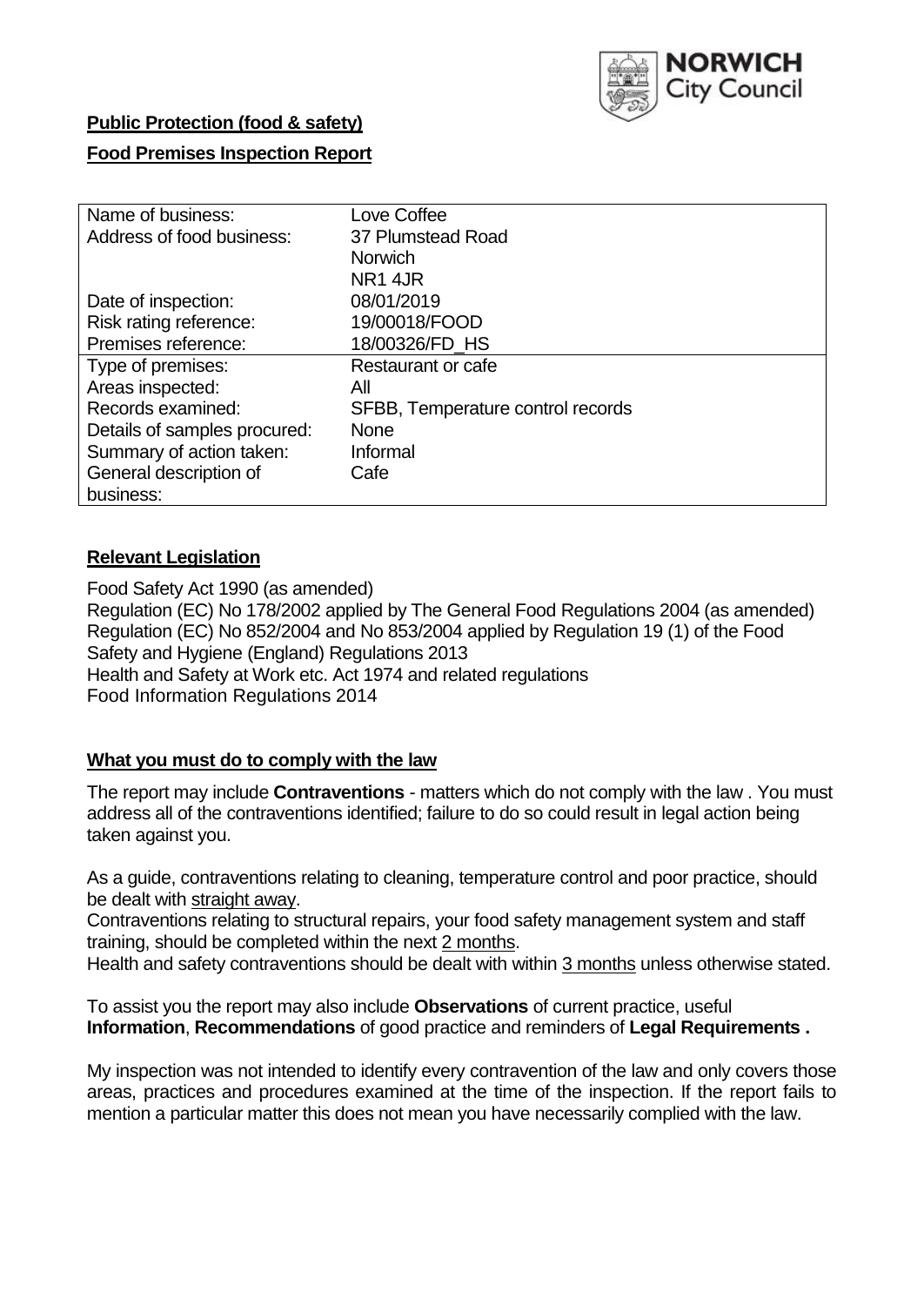**Public Protection (food & safety)**

**Food Premises Inspection Report**

| Name of business: | Love Coffee |
| --- | --- |
| Address of food business: | 37 Plumstead Road<br>Norwich<br>NR1 4JR |
| Date of inspection: | 08/01/2019 |
| Risk rating reference: | 19/00018/FOOD |
| Premises reference: | 18/00326/FD_HS |
| Type of premises: | Restaurant or cafe |
| Areas inspected: | All |
| Records examined: | SFBB, Temperature control records |
| Details of samples procured: | None |
| Summary of action taken: | Informal |
| General description of business: | Cafe |

## Relevant Legislation

Food Safety Act 1990 (as amended)
Regulation (EC) No 178/2002 applied by The General Food Regulations 2004 (as amended)
Regulation (EC) No 852/2004 and No 853/2004 applied by Regulation 19 (1) of the Food Safety and Hygiene (England) Regulations 2013
Health and Safety at Work etc. Act 1974 and related regulations
Food Information Regulations 2014

## What you must do to comply with the law

The report may include **Contraventions** - matters which do not comply with the law . You must address all of the contraventions identified; failure to do so could result in legal action being taken against you.

As a guide, contraventions relating to cleaning, temperature control and poor practice, should be dealt with straight away.
Contraventions relating to structural repairs, your food safety management system and staff training, should be completed within the next 2 months.
Health and safety contraventions should be dealt with within 3 months unless otherwise stated.

To assist you the report may also include **Observations** of current practice, useful **Information**, **Recommendations** of good practice and reminders of **Legal Requirements .**

My inspection was not intended to identify every contravention of the law and only covers those areas, practices and procedures examined at the time of the inspection. If the report fails to mention a particular matter this does not mean you have necessarily complied with the law.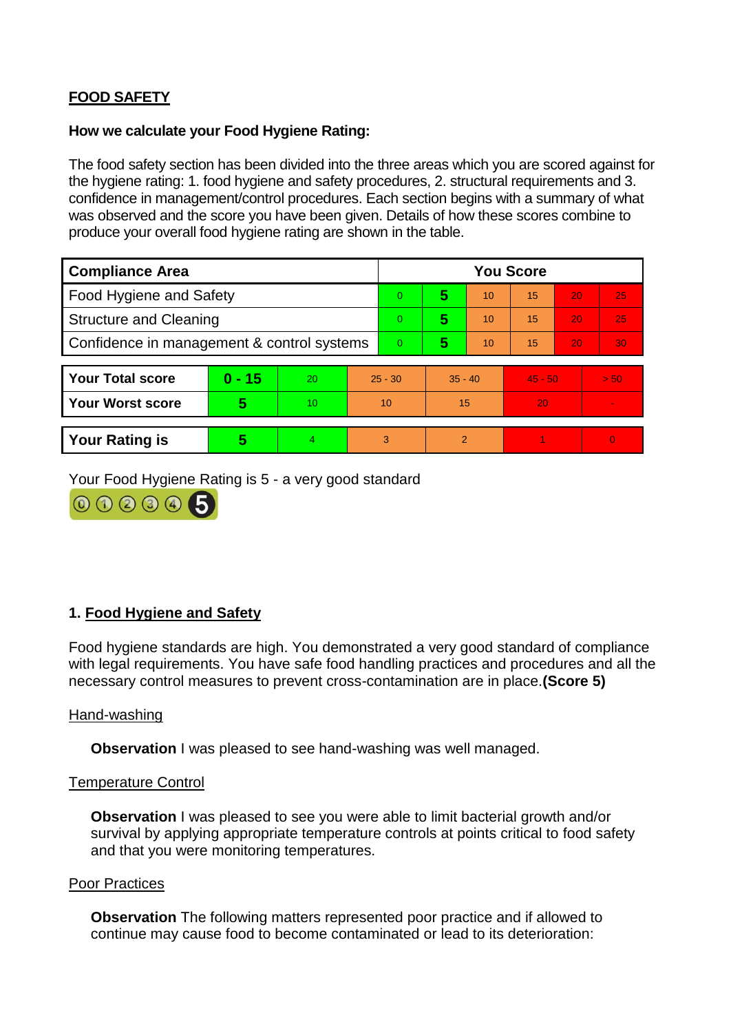## FOOD SAFETY

**How we calculate your Food Hygiene Rating:**

The food safety section has been divided into the three areas which you are scored against for the hygiene rating: 1. food hygiene and safety procedures, 2. structural requirements and 3. confidence in management/control procedures. Each section begins with a summary of what was observed and the score you have been given. Details of how these scores combine to produce your overall food hygiene rating are shown in the table.

| Compliance Area | You Score | | | | | |
|---|---|---|---|---|---|---|
| Food Hygiene and Safety | 0 | **5** | 10 | 15 | 20 | 25 |
| Structure and Cleaning | 0 | **5** | 10 | 15 | 20 | 25 |
| Confidence in management & control systems | 0 | **5** | 10 | 15 | 20 | 30 |

| | | | | | | |
|---|---|---|---|---|---|---|
| **Your Total score** | **0 - 15** | 20 | 25 - 30 | 35 - 40 | 45 - 50 | > 50 |
| **Your Worst score** | **5** | 10 | 10 | 15 | 20 | - |

| | | | | | | |
|---|---|---|---|---|---|---|
| **Your Rating is** | **5** | 4 | 3 | 2 | 1 | 0 |

Your Food Hygiene Rating is 5 - a very good standard

### 1. Food Hygiene and Safety

Food hygiene standards are high. You demonstrated a very good standard of compliance with legal requirements. You have safe food handling practices and procedures and all the necessary control measures to prevent cross-contamination are in place. **(Score 5)**

Hand-washing

**Observation** I was pleased to see hand-washing was well managed.

Temperature Control

**Observation** I was pleased to see you were able to limit bacterial growth and/or survival by applying appropriate temperature controls at points critical to food safety and that you were monitoring temperatures.

Poor Practices

**Observation** The following matters represented poor practice and if allowed to continue may cause food to become contaminated or lead to its deterioration: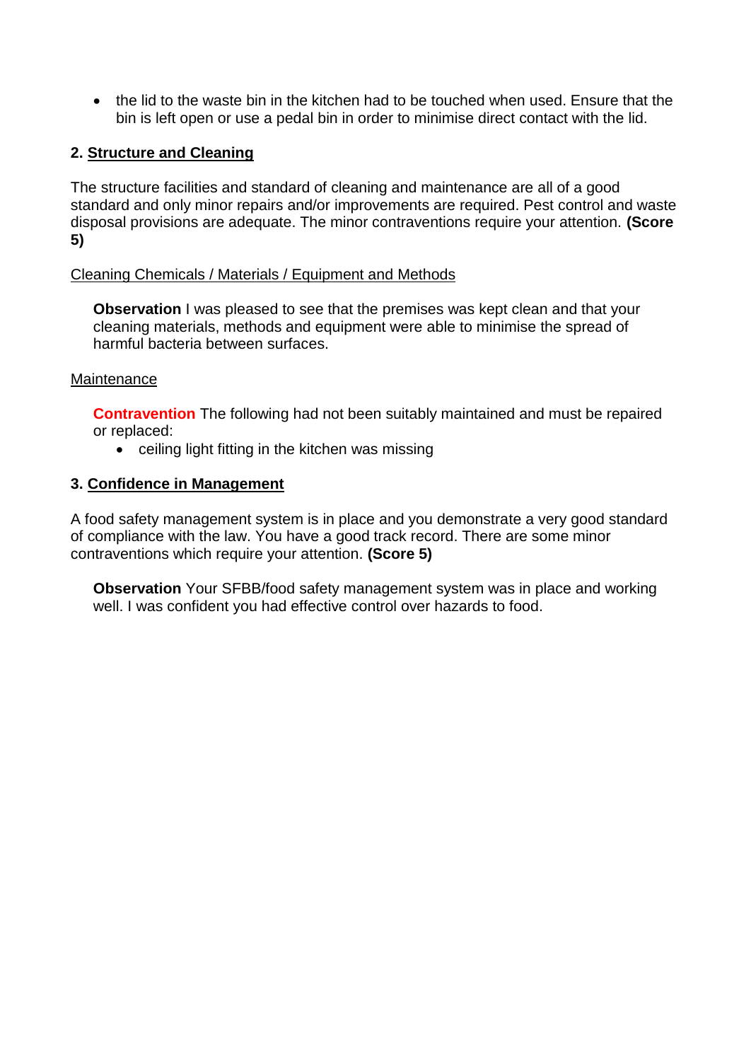- the lid to the waste bin in the kitchen had to be touched when used. Ensure that the bin is left open or use a pedal bin in order to minimise direct contact with the lid.

## 2. Structure and Cleaning

The structure facilities and standard of cleaning and maintenance are all of a good standard and only minor repairs and/or improvements are required. Pest control and waste disposal provisions are adequate. The minor contraventions require your attention. **(Score 5)**

Cleaning Chemicals / Materials / Equipment and Methods

**Observation** I was pleased to see that the premises was kept clean and that your cleaning materials, methods and equipment were able to minimise the spread of harmful bacteria between surfaces.

Maintenance

**Contravention** The following had not been suitably maintained and must be repaired or replaced:

- ceiling light fitting in the kitchen was missing

## 3. Confidence in Management

A food safety management system is in place and you demonstrate a very good standard of compliance with the law. You have a good track record. There are some minor contraventions which require your attention. **(Score 5)**

**Observation** Your SFBB/food safety management system was in place and working well. I was confident you had effective control over hazards to food.